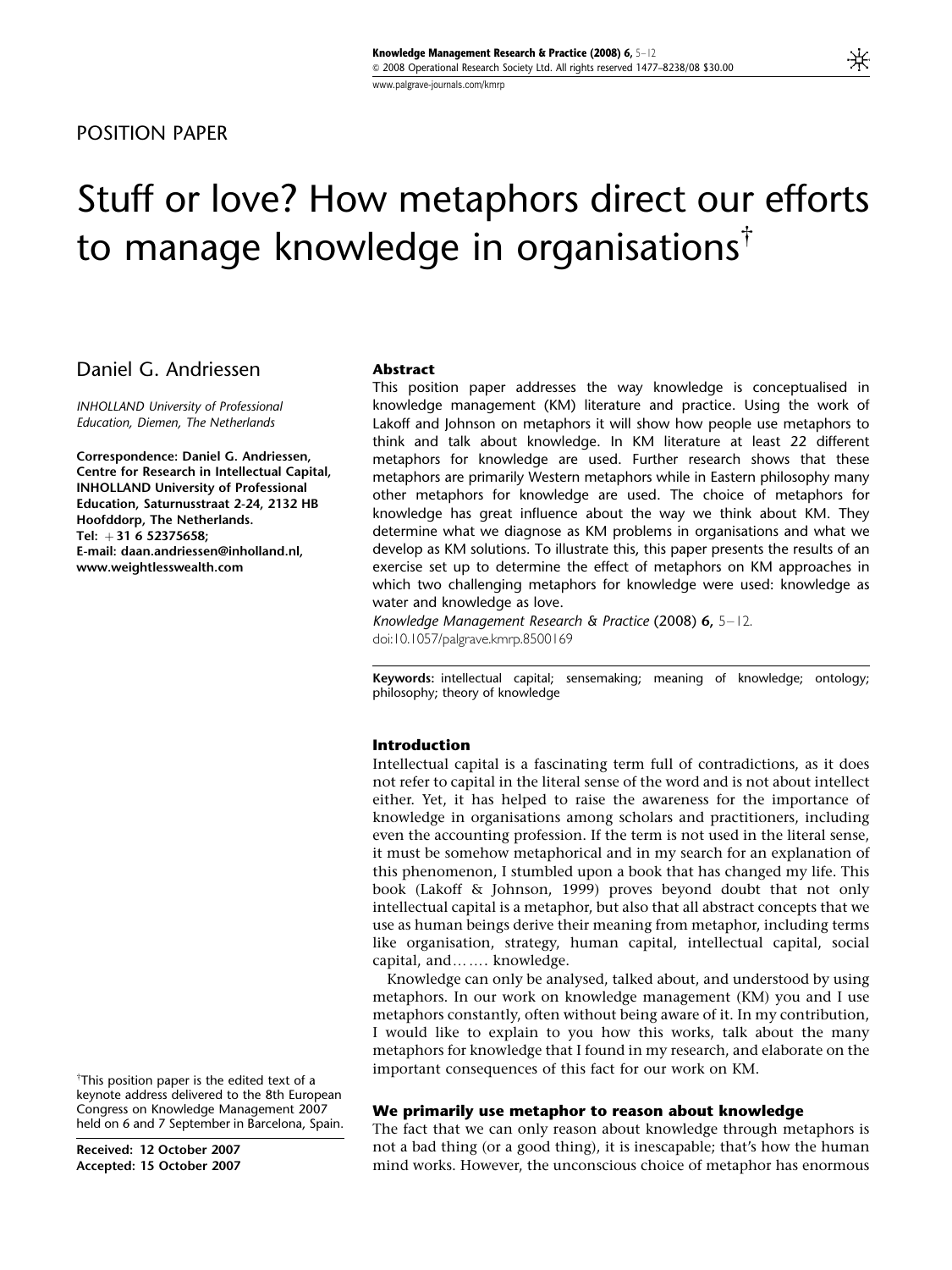POSITION PAPER

# Stuff or love? How metaphors direct our efforts to manage knowledge in organisations[†]

Daniel G. Andriessen

*INHOLLAND University of Professional Education, Diemen, The Netherlands*

**Correspondence: Daniel G. Andriessen, Centre for Research in Intellectual Capital, INHOLLAND University of Professional Education, Saturnusstraat 2-24, 2132 HB Hoofddorp, The Netherlands. Tel: +31 6 52375658; E-mail: daan.andriessen@inholland.nl, www.weightlesswealth.com**

## Abstract

This position paper addresses the way knowledge is conceptualised in knowledge management (KM) literature and practice. Using the work of Lakoff and Johnson on metaphors it will show how people use metaphors to think and talk about knowledge. In KM literature at least 22 different metaphors for knowledge are used. Further research shows that these metaphors are primarily Western metaphors while in Eastern philosophy many other metaphors for knowledge are used. The choice of metaphors for knowledge has great influence about the way we think about KM. They determine what we diagnose as KM problems in organisations and what we develop as KM solutions. To illustrate this, this paper presents the results of an exercise set up to determine the effect of metaphors on KM approaches in which two challenging metaphors for knowledge were used: knowledge as water and knowledge as love.

*Knowledge Management Research & Practice* (2008) **6,** 5–12. doi:10.1057/palgrave.kmrp.8500169

**Keywords:** intellectual capital; sensemaking; meaning of knowledge; ontology; philosophy; theory of knowledge

## Introduction

Intellectual capital is a fascinating term full of contradictions, as it does not refer to capital in the literal sense of the word and is not about intellect either. Yet, it has helped to raise the awareness for the importance of knowledge in organisations among scholars and practitioners, including even the accounting profession. If the term is not used in the literal sense, it must be somehow metaphorical and in my search for an explanation of this phenomenon, I stumbled upon a book that has changed my life. This book (Lakoff & Johnson, 1999) proves beyond doubt that not only intellectual capital is a metaphor, but also that all abstract concepts that we use as human beings derive their meaning from metaphor, including terms like organisation, strategy, human capital, intellectual capital, social capital, and……. knowledge.

Knowledge can only be analysed, talked about, and understood by using metaphors. In our work on knowledge management (KM) you and I use metaphors constantly, often without being aware of it. In my contribution, I would like to explain to you how this works, talk about the many metaphors for knowledge that I found in my research, and elaborate on the important consequences of this fact for our work on KM.

## We primarily use metaphor to reason about knowledge

The fact that we can only reason about knowledge through metaphors is not a bad thing (or a good thing), it is inescapable; that's how the human mind works. However, the unconscious choice of metaphor has enormous

[†]This position paper is the edited text of a keynote address delivered to the 8th European Congress on Knowledge Management 2007 held on 6 and 7 September in Barcelona, Spain.

**Received: 12 October 2007**
**Accepted: 15 October 2007**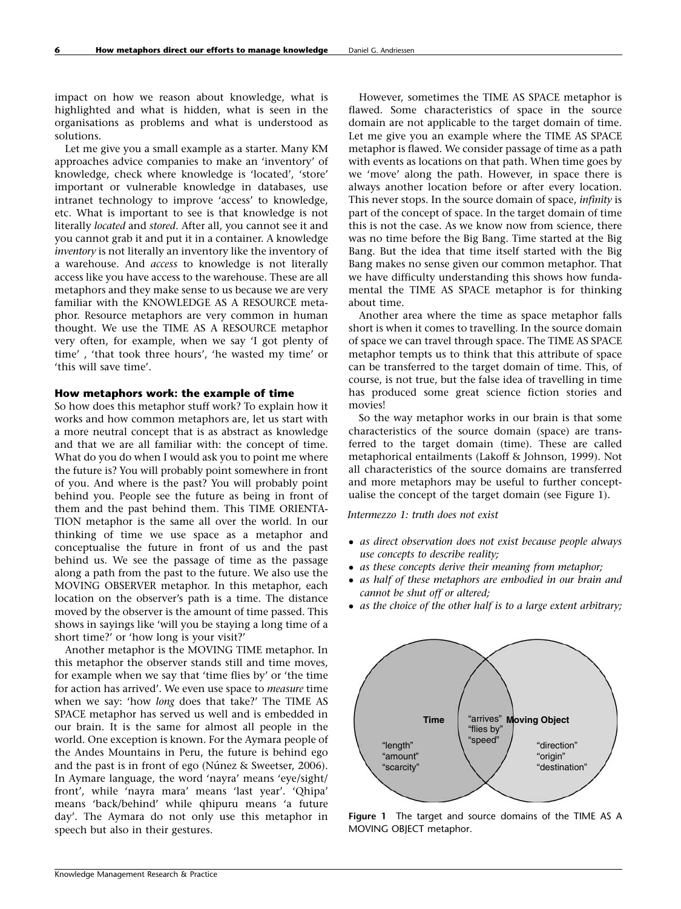impact on how we reason about knowledge, what is highlighted and what is hidden, what is seen in the organisations as problems and what is understood as solutions.

Let me give you a small example as a starter. Many KM approaches advice companies to make an 'inventory' of knowledge, check where knowledge is 'located', 'store' important or vulnerable knowledge in databases, use intranet technology to improve 'access' to knowledge, etc. What is important to see is that knowledge is not literally *located* and *stored*. After all, you cannot see it and you cannot grab it and put it in a container. A knowledge *inventory* is not literally an inventory like the inventory of a warehouse. And *access* to knowledge is not literally access like you have access to the warehouse. These are all metaphors and they make sense to us because we are very familiar with the KNOWLEDGE AS A RESOURCE metaphor. Resource metaphors are very common in human thought. We use the TIME AS A RESOURCE metaphor very often, for example, when we say 'I got plenty of time' , 'that took three hours', 'he wasted my time' or 'this will save time'.

## How metaphors work: the example of time

So how does this metaphor stuff work? To explain how it works and how common metaphors are, let us start with a more neutral concept that is as abstract as knowledge and that we are all familiar with: the concept of time. What do you do when I would ask you to point me where the future is? You will probably point somewhere in front of you. And where is the past? You will probably point behind you. People see the future as being in front of them and the past behind them. This TIME ORIENTATION metaphor is the same all over the world. In our thinking of time we use space as a metaphor and conceptualise the future in front of us and the past behind us. We see the passage of time as the passage along a path from the past to the future. We also use the MOVING OBSERVER metaphor. In this metaphor, each location on the observer's path is a time. The distance moved by the observer is the amount of time passed. This shows in sayings like 'will you be staying a long time of a short time?' or 'how long is your visit?'

Another metaphor is the MOVING TIME metaphor. In this metaphor the observer stands still and time moves, for example when we say that 'time flies by' or 'the time for action has arrived'. We even use space to *measure* time when we say: 'how *long* does that take?' The TIME AS SPACE metaphor has served us well and is embedded in our brain. It is the same for almost all people in the world. One exception is known. For the Aymara people of the Andes Mountains in Peru, the future is behind ego and the past is in front of ego (Núnez & Sweetser, 2006). In Aymare language, the word 'nayra' means 'eye/sight/front', while 'nayra mara' means 'last year'. 'Qhipa' means 'back/behind' while qhipuru means 'a future day'. The Aymara do not only use this metaphor in speech but also in their gestures.

However, sometimes the TIME AS SPACE metaphor is flawed. Some characteristics of space in the source domain are not applicable to the target domain of time. Let me give you an example where the TIME AS SPACE metaphor is flawed. We consider passage of time as a path with events as locations on that path. When time goes by we 'move' along the path. However, in space there is always another location before or after every location. This never stops. In the source domain of space, *infinity* is part of the concept of space. In the target domain of time this is not the case. As we know now from science, there was no time before the Big Bang. Time started at the Big Bang. But the idea that time itself started with the Big Bang makes no sense given our common metaphor. That we have difficulty understanding this shows how fundamental the TIME AS SPACE metaphor is for thinking about time.

Another area where the time as space metaphor falls short is when it comes to travelling. In the source domain of space we can travel through space. The TIME AS SPACE metaphor tempts us to think that this attribute of space can be transferred to the target domain of time. This, of course, is not true, but the false idea of travelling in time has produced some great science fiction stories and movies!

So the way metaphor works in our brain is that some characteristics of the source domain (space) are transferred to the target domain (time). These are called metaphorical entailments (Lakoff & Johnson, 1999). Not all characteristics of the source domains are transferred and more metaphors may be useful to further conceptualise the concept of the target domain (see Figure 1).

*Intermezzo 1: truth does not exist*

- *as direct observation does not exist because people always use concepts to describe reality;*
- *as these concepts derive their meaning from metaphor;*
- *as half of these metaphors are embodied in our brain and cannot be shut off or altered;*
- *as the choice of the other half is to a large extent arbitrary;*

Time
"length"
"amount"
"scarcity"
"arrives"
"flies by"
"speed"
Moving Object
"direction"
"origin"
"destination"

**Figure 1** The target and source domains of the TIME AS A MOVING OBJECT metaphor.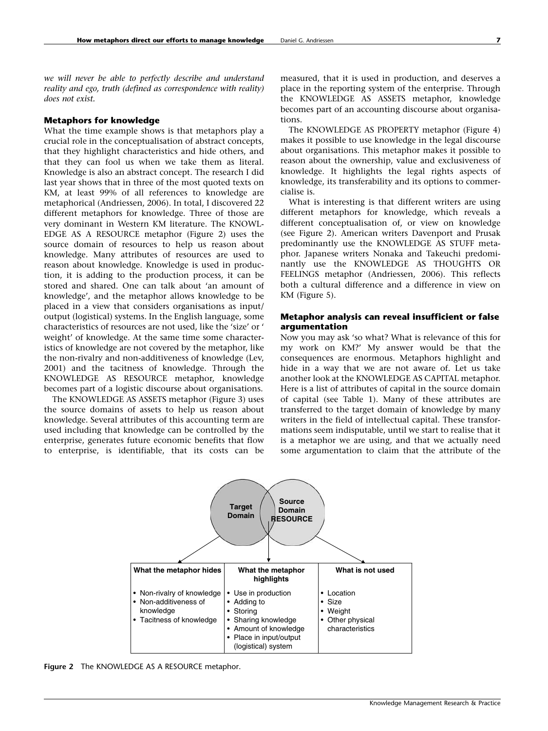*we will never be able to perfectly describe and understand reality and ego, truth (defined as correspondence with reality) does not exist.*

### Metaphors for knowledge

What the time example shows is that metaphors play a crucial role in the conceptualisation of abstract concepts, that they highlight characteristics and hide others, and that they can fool us when we take them as literal. Knowledge is also an abstract concept. The research I did last year shows that in three of the most quoted texts on KM, at least 99% of all references to knowledge are metaphorical (Andriessen, 2006). In total, I discovered 22 different metaphors for knowledge. Three of those are very dominant in Western KM literature. The KNOWLEDGE AS A RESOURCE metaphor (Figure 2) uses the source domain of resources to help us reason about knowledge. Many attributes of resources are used to reason about knowledge. Knowledge is used in production, it is adding to the production process, it can be stored and shared. One can talk about 'an amount of knowledge', and the metaphor allows knowledge to be placed in a view that considers organisations as input/output (logistical) systems. In the English language, some characteristics of resources are not used, like the 'size' or ' weight' of knowledge. At the same time some characteristics of knowledge are not covered by the metaphor, like the non-rivalry and non-additiveness of knowledge (Lev, 2001) and the tacitness of knowledge. Through the KNOWLEDGE AS RESOURCE metaphor, knowledge becomes part of a logistic discourse about organisations.

The KNOWLEDGE AS ASSETS metaphor (Figure 3) uses the source domains of assets to help us reason about knowledge. Several attributes of this accounting term are used including that knowledge can be controlled by the enterprise, generates future economic benefits that flow to enterprise, is identifiable, that its costs can be measured, that it is used in production, and deserves a place in the reporting system of the enterprise. Through the KNOWLEDGE AS ASSETS metaphor, knowledge becomes part of an accounting discourse about organisations.

The KNOWLEDGE AS PROPERTY metaphor (Figure 4) makes it possible to use knowledge in the legal discourse about organisations. This metaphor makes it possible to reason about the ownership, value and exclusiveness of knowledge. It highlights the legal rights aspects of knowledge, its transferability and its options to commercialise is.

What is interesting is that different writers are using different metaphors for knowledge, which reveals a different conceptualisation of, or view on knowledge (see Figure 2). American writers Davenport and Prusak predominantly use the KNOWLEDGE AS STUFF metaphor. Japanese writers Nonaka and Takeuchi predominantly use the KNOWLEDGE AS THOUGHTS OR FEELINGS metaphor (Andriessen, 2006). This reflects both a cultural difference and a difference in view on KM (Figure 5).

### Metaphor analysis can reveal insufficient or false argumentation

Now you may ask 'so what? What is relevance of this for my work on KM?' My answer would be that the consequences are enormous. Metaphors highlight and hide in a way that we are not aware of. Let us take another look at the KNOWLEDGE AS CAPITAL metaphor. Here is a list of attributes of capital in the source domain of capital (see Table 1). Many of these attributes are transferred to the target domain of knowledge by many writers in the field of intellectual capital. These transformations seem indisputable, until we start to realise that it is a metaphor we are using, and that we actually need some argumentation to claim that the attribute of the

Target Domain | Source Domain RESOURCE

| What the metaphor hides | What the metaphor highlights | What is not used |
|---|---|---|
| • Non-rivalry of knowledge<br>• Non-additiveness of knowledge<br>• Tacitness of knowledge | • Use in production<br>• Adding to<br>• Storing<br>• Sharing knowledge<br>• Amount of knowledge<br>• Place in input/output (logistical) system | • Location<br>• Size<br>• Weight<br>• Other physical characteristics |

**Figure 2** The KNOWLEDGE AS A RESOURCE metaphor.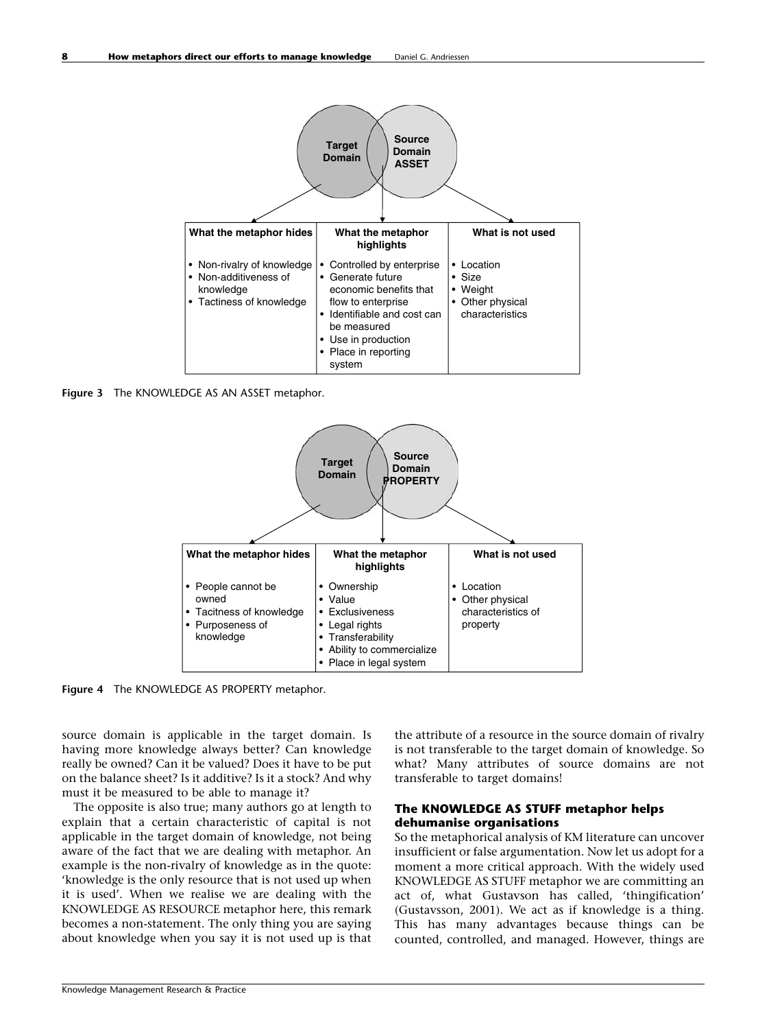| What the metaphor hides | What the metaphor highlights | What is not used |
| --- | --- | --- |
| • Non-rivalry of knowledge<br>• Non-additiveness of knowledge<br>• Tactiness of knowledge | • Controlled by enterprise<br>• Generate future economic benefits that flow to enterprise<br>• Identifiable and cost can be measured<br>• Use in production<br>• Place in reporting system | • Location<br>• Size<br>• Weight<br>• Other physical characteristics |

**Figure 3** The KNOWLEDGE AS AN ASSET metaphor.

| What the metaphor hides | What the metaphor highlights | What is not used |
| --- | --- | --- |
| • People cannot be owned<br>• Tacitness of knowledge<br>• Purposeness of knowledge | • Ownership<br>• Value<br>• Exclusiveness<br>• Legal rights<br>• Transferability<br>• Ability to commercialize<br>• Place in legal system | • Location<br>• Other physical characteristics of property |

**Figure 4** The KNOWLEDGE AS PROPERTY metaphor.

source domain is applicable in the target domain. Is having more knowledge always better? Can knowledge really be owned? Can it be valued? Does it have to be put on the balance sheet? Is it additive? Is it a stock? And why must it be measured to be able to manage it?

The opposite is also true; many authors go at length to explain that a certain characteristic of capital is not applicable in the target domain of knowledge, not being aware of the fact that we are dealing with metaphor. An example is the non-rivalry of knowledge as in the quote: 'knowledge is the only resource that is not used up when it is used'. When we realise we are dealing with the KNOWLEDGE AS RESOURCE metaphor here, this remark becomes a non-statement. The only thing you are saying about knowledge when you say it is not used up is that the attribute of a resource in the source domain of rivalry is not transferable to the target domain of knowledge. So what? Many attributes of source domains are not transferable to target domains!

### The KNOWLEDGE AS STUFF metaphor helps dehumanise organisations

So the metaphorical analysis of KM literature can uncover insufficient or false argumentation. Now let us adopt for a moment a more critical approach. With the widely used KNOWLEDGE AS STUFF metaphor we are committing an act of, what Gustavson has called, 'thingification' (Gustavsson, 2001). We act as if knowledge is a thing. This has many advantages because things can be counted, controlled, and managed. However, things are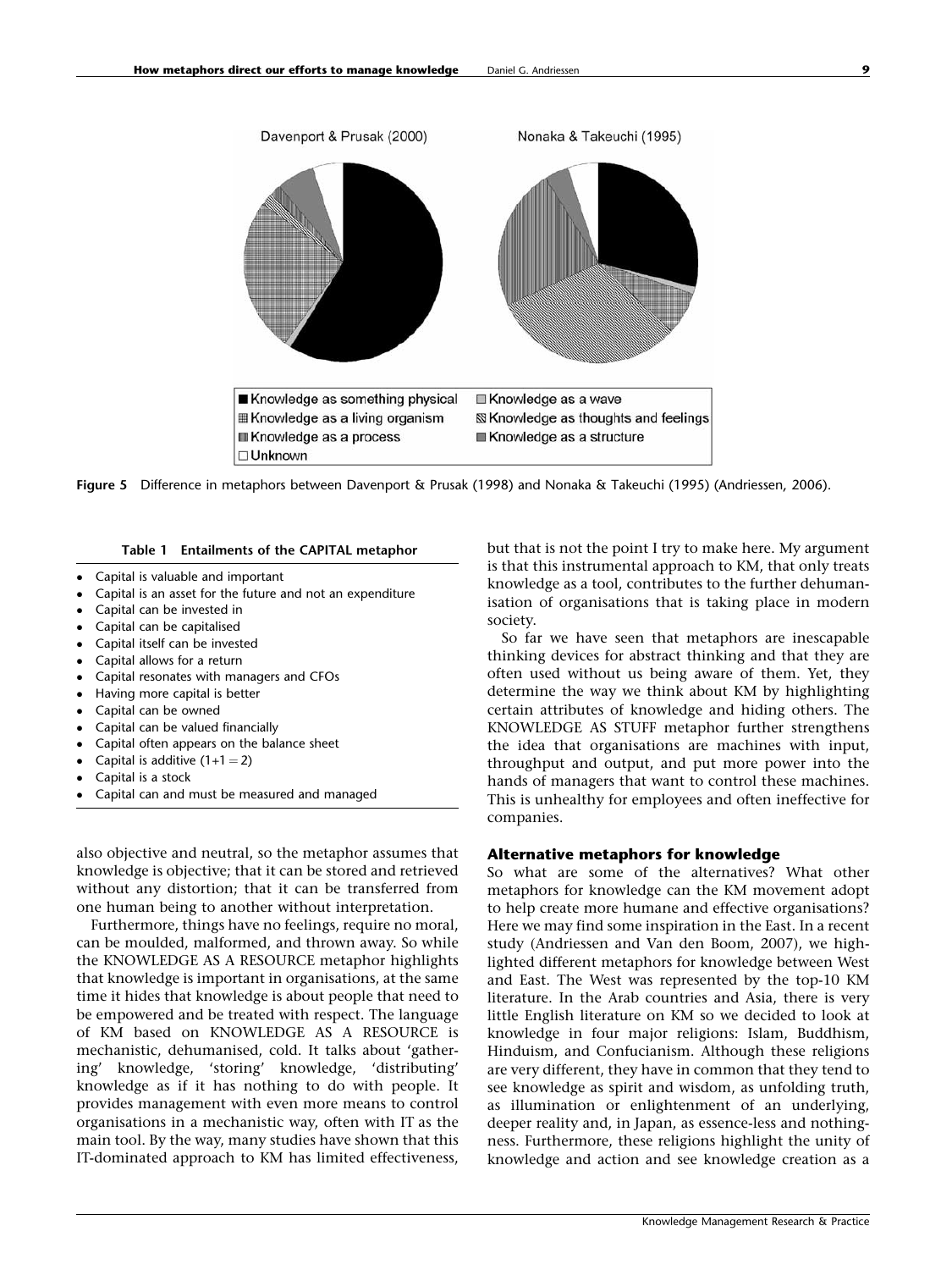Figure 5 Difference in metaphors between Davenport & Prusak (1998) and Nonaka & Takeuchi (1995) (Andriessen, 2006).

**Table 1 Entailments of the CAPITAL metaphor**

- Capital is valuable and important
- Capital is an asset for the future and not an expenditure
- Capital can be invested in
- Capital can be capitalised
- Capital itself can be invested
- Capital allows for a return
- Capital resonates with managers and CFOs
- Having more capital is better
- Capital can be owned
- Capital can be valued financially
- Capital often appears on the balance sheet
- Capital is additive (1+1 = 2)
- Capital is a stock
- Capital can and must be measured and managed

also objective and neutral, so the metaphor assumes that knowledge is objective; that it can be stored and retrieved without any distortion; that it can be transferred from one human being to another without interpretation.

Furthermore, things have no feelings, require no moral, can be moulded, malformed, and thrown away. So while the KNOWLEDGE AS A RESOURCE metaphor highlights that knowledge is important in organisations, at the same time it hides that knowledge is about people that need to be empowered and be treated with respect. The language of KM based on KNOWLEDGE AS A RESOURCE is mechanistic, dehumanised, cold. It talks about 'gathering' knowledge, 'storing' knowledge, 'distributing' knowledge as if it has nothing to do with people. It provides management with even more means to control organisations in a mechanistic way, often with IT as the main tool. By the way, many studies have shown that this IT-dominated approach to KM has limited effectiveness, but that is not the point I try to make here. My argument is that this instrumental approach to KM, that only treats knowledge as a tool, contributes to the further dehumanisation of organisations that is taking place in modern society.

So far we have seen that metaphors are inescapable thinking devices for abstract thinking and that they are often used without us being aware of them. Yet, they determine the way we think about KM by highlighting certain attributes of knowledge and hiding others. The KNOWLEDGE AS STUFF metaphor further strengthens the idea that organisations are machines with input, throughput and output, and put more power into the hands of managers that want to control these machines. This is unhealthy for employees and often ineffective for companies.

## Alternative metaphors for knowledge

So what are some of the alternatives? What other metaphors for knowledge can the KM movement adopt to help create more humane and effective organisations? Here we may find some inspiration in the East. In a recent study (Andriessen and Van den Boom, 2007), we highlighted different metaphors for knowledge between West and East. The West was represented by the top-10 KM literature. In the Arab countries and Asia, there is very little English literature on KM so we decided to look at knowledge in four major religions: Islam, Buddhism, Hinduism, and Confucianism. Although these religions are very different, they have in common that they tend to see knowledge as spirit and wisdom, as unfolding truth, as illumination or enlightenment of an underlying, deeper reality and, in Japan, as essence-less and nothingness. Furthermore, these religions highlight the unity of knowledge and action and see knowledge creation as a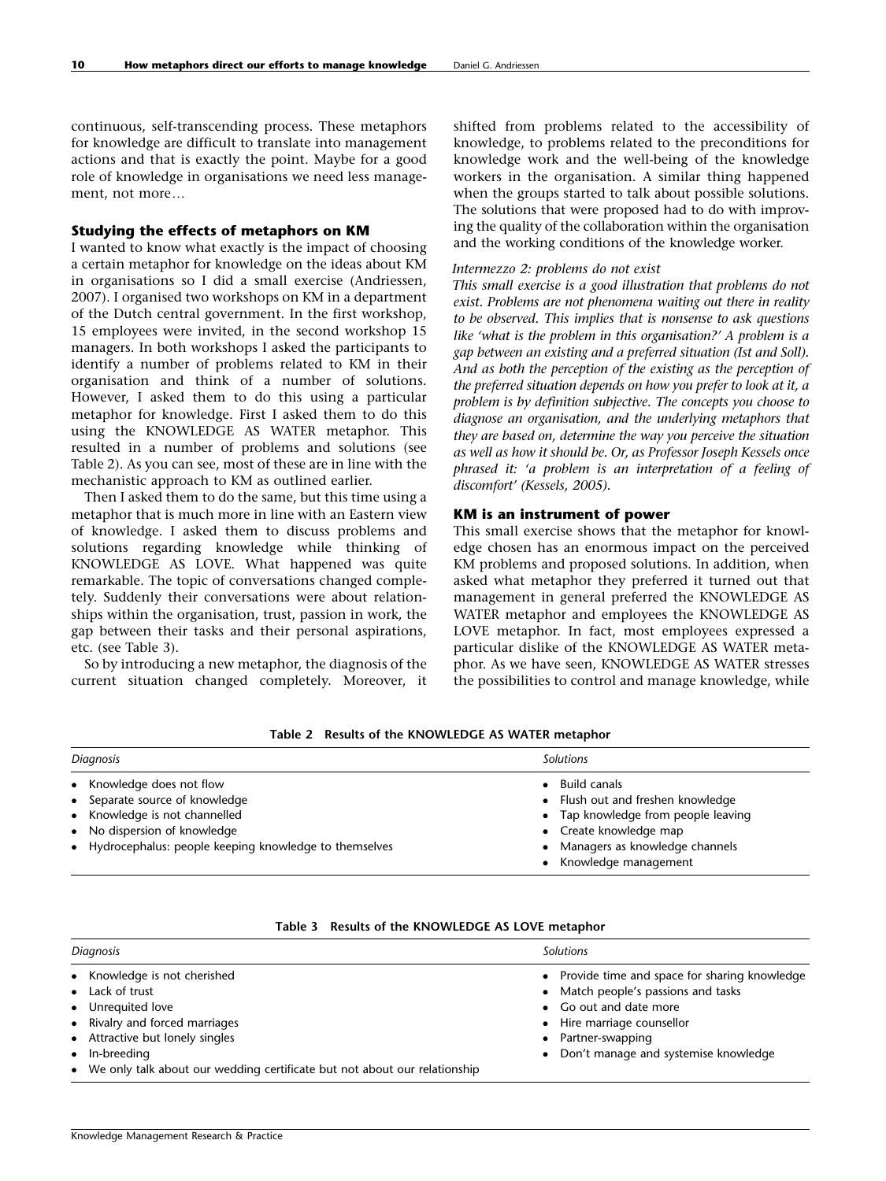continuous, self-transcending process. These metaphors for knowledge are difficult to translate into management actions and that is exactly the point. Maybe for a good role of knowledge in organisations we need less management, not more…

### Studying the effects of metaphors on KM

I wanted to know what exactly is the impact of choosing a certain metaphor for knowledge on the ideas about KM in organisations so I did a small exercise (Andriessen, 2007). I organised two workshops on KM in a department of the Dutch central government. In the first workshop, 15 employees were invited, in the second workshop 15 managers. In both workshops I asked the participants to identify a number of problems related to KM in their organisation and think of a number of solutions. However, I asked them to do this using a particular metaphor for knowledge. First I asked them to do this using the KNOWLEDGE AS WATER metaphor. This resulted in a number of problems and solutions (see Table 2). As you can see, most of these are in line with the mechanistic approach to KM as outlined earlier.

Then I asked them to do the same, but this time using a metaphor that is much more in line with an Eastern view of knowledge. I asked them to discuss problems and solutions regarding knowledge while thinking of KNOWLEDGE AS LOVE. What happened was quite remarkable. The topic of conversations changed completely. Suddenly their conversations were about relationships within the organisation, trust, passion in work, the gap between their tasks and their personal aspirations, etc. (see Table 3).

So by introducing a new metaphor, the diagnosis of the current situation changed completely. Moreover, it shifted from problems related to the accessibility of knowledge, to problems related to the preconditions for knowledge work and the well-being of the knowledge workers in the organisation. A similar thing happened when the groups started to talk about possible solutions. The solutions that were proposed had to do with improving the quality of the collaboration within the organisation and the working conditions of the knowledge worker.

*Intermezzo 2: problems do not exist*

*This small exercise is a good illustration that problems do not exist. Problems are not phenomena waiting out there in reality to be observed. This implies that is nonsense to ask questions like 'what is the problem in this organisation?' A problem is a gap between an existing and a preferred situation (Ist and Soll). And as both the perception of the existing as the perception of the preferred situation depends on how you prefer to look at it, a problem is by definition subjective. The concepts you choose to diagnose an organisation, and the underlying metaphors that they are based on, determine the way you perceive the situation as well as how it should be. Or, as Professor Joseph Kessels once phrased it: 'a problem is an interpretation of a feeling of discomfort' (Kessels, 2005).*

### KM is an instrument of power

This small exercise shows that the metaphor for knowledge chosen has an enormous impact on the perceived KM problems and proposed solutions. In addition, when asked what metaphor they preferred it turned out that management in general preferred the KNOWLEDGE AS WATER metaphor and employees the KNOWLEDGE AS LOVE metaphor. In fact, most employees expressed a particular dislike of the KNOWLEDGE AS WATER metaphor. As we have seen, KNOWLEDGE AS WATER stresses the possibilities to control and manage knowledge, while

**Table 2 Results of the KNOWLEDGE AS WATER metaphor**

| *Diagnosis* | *Solutions* |
|---|---|
| • Knowledge does not flow | • Build canals |
| • Separate source of knowledge | • Flush out and freshen knowledge |
| • Knowledge is not channelled | • Tap knowledge from people leaving |
| • No dispersion of knowledge | • Create knowledge map |
| • Hydrocephalus: people keeping knowledge to themselves | • Managers as knowledge channels |
| | • Knowledge management |

**Table 3 Results of the KNOWLEDGE AS LOVE metaphor**

| *Diagnosis* | *Solutions* |
|---|---|
| • Knowledge is not cherished | • Provide time and space for sharing knowledge |
| • Lack of trust | • Match people's passions and tasks |
| • Unrequited love | • Go out and date more |
| • Rivalry and forced marriages | • Hire marriage counsellor |
| • Attractive but lonely singles | • Partner-swapping |
| • In-breeding | • Don't manage and systemise knowledge |
| • We only talk about our wedding certificate but not about our relationship | |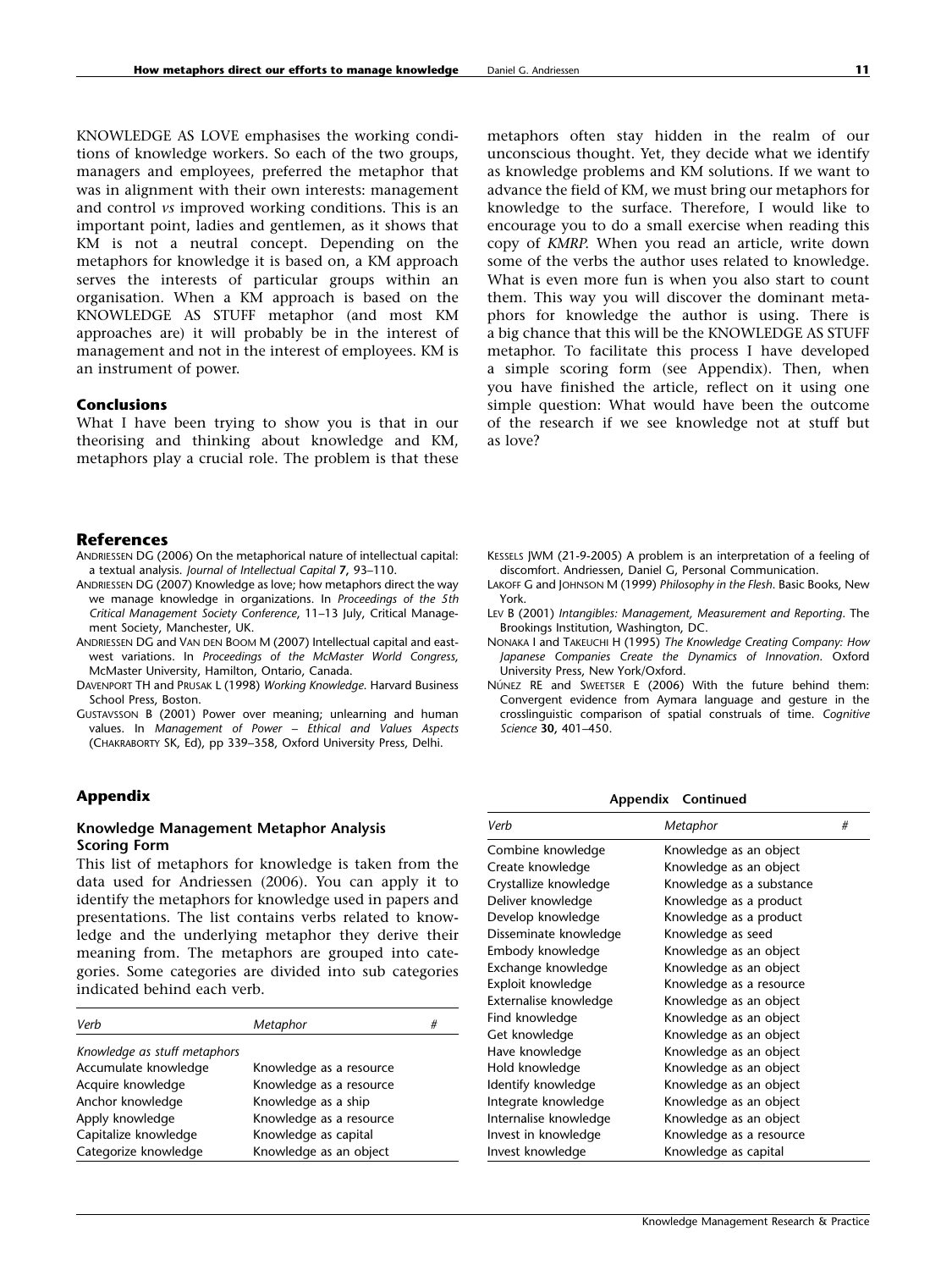KNOWLEDGE AS LOVE emphasises the working conditions of knowledge workers. So each of the two groups, managers and employees, preferred the metaphor that was in alignment with their own interests: management and control *vs* improved working conditions. This is an important point, ladies and gentlemen, as it shows that KM is not a neutral concept. Depending on the metaphors for knowledge it is based on, a KM approach serves the interests of particular groups within an organisation. When a KM approach is based on the KNOWLEDGE AS STUFF metaphor (and most KM approaches are) it will probably be in the interest of management and not in the interest of employees. KM is an instrument of power.

### Conclusions

What I have been trying to show you is that in our theorising and thinking about knowledge and KM, metaphors play a crucial role. The problem is that these metaphors often stay hidden in the realm of our unconscious thought. Yet, they decide what we identify as knowledge problems and KM solutions. If we want to advance the field of KM, we must bring our metaphors for knowledge to the surface. Therefore, I would like to encourage you to do a small exercise when reading this copy of *KMRP*. When you read an article, write down some of the verbs the author uses related to knowledge. What is even more fun is when you also start to count them. This way you will discover the dominant metaphors for knowledge the author is using. There is a big chance that this will be the KNOWLEDGE AS STUFF metaphor. To facilitate this process I have developed a simple scoring form (see Appendix). Then, when you have finished the article, reflect on it using one simple question: What would have been the outcome of the research if we see knowledge not at stuff but as love?

## References

ANDRIESSEN DG (2006) On the metaphorical nature of intellectual capital: a textual analysis. *Journal of Intellectual Capital* **7**, 93–110.

ANDRIESSEN DG (2007) Knowledge as love; how metaphors direct the way we manage knowledge in organizations. In *Proceedings of the 5th Critical Management Society Conference*, 11–13 July, Critical Management Society, Manchester, UK.

ANDRIESSEN DG and VAN DEN BOOM M (2007) Intellectual capital and east-west variations. In *Proceedings of the McMaster World Congress*, McMaster University, Hamilton, Ontario, Canada.

DAVENPORT TH and PRUSAK L (1998) *Working Knowledge*. Harvard Business School Press, Boston.

GUSTAVSSON B (2001) Power over meaning; unlearning and human values. In *Management of Power – Ethical and Values Aspects* (CHAKRABORTY SK, Ed), pp 339–358, Oxford University Press, Delhi.

KESSELS JWM (21-9-2005) A problem is an interpretation of a feeling of discomfort. Andriessen, Daniel G, Personal Communication.

LAKOFF G and JOHNSON M (1999) *Philosophy in the Flesh*. Basic Books, New York.

LEV B (2001) *Intangibles: Management, Measurement and Reporting*. The Brookings Institution, Washington, DC.

NONAKA I and TAKEUCHI H (1995) *The Knowledge Creating Company: How Japanese Companies Create the Dynamics of Innovation*. Oxford University Press, New York/Oxford.

NÚNEZ RE and SWEETSER E (2006) With the future behind them: Convergent evidence from Aymara language and gesture in the crosslinguistic comparison of spatial construals of time. *Cognitive Science* **30**, 401–450.

## Appendix

### Knowledge Management Metaphor Analysis Scoring Form

This list of metaphors for knowledge is taken from the data used for Andriessen (2006). You can apply it to identify the metaphors for knowledge used in papers and presentations. The list contains verbs related to knowledge and the underlying metaphor they derive their meaning from. The metaphors are grouped into categories. Some categories are divided into sub categories indicated behind each verb.

| *Verb* | *Metaphor* | *#* |
|---|---|---|
| *Knowledge as stuff metaphors* | | |
| Accumulate knowledge | Knowledge as a resource | |
| Acquire knowledge | Knowledge as a resource | |
| Anchor knowledge | Knowledge as a ship | |
| Apply knowledge | Knowledge as a resource | |
| Capitalize knowledge | Knowledge as capital | |
| Categorize knowledge | Knowledge as an object | |
| Combine knowledge | Knowledge as an object | |
| Create knowledge | Knowledge as an object | |
| Crystallize knowledge | Knowledge as a substance | |
| Deliver knowledge | Knowledge as a product | |
| Develop knowledge | Knowledge as a product | |
| Disseminate knowledge | Knowledge as seed | |
| Embody knowledge | Knowledge as an object | |
| Exchange knowledge | Knowledge as an object | |
| Exploit knowledge | Knowledge as a resource | |
| Externalise knowledge | Knowledge as an object | |
| Find knowledge | Knowledge as an object | |
| Get knowledge | Knowledge as an object | |
| Have knowledge | Knowledge as an object | |
| Hold knowledge | Knowledge as an object | |
| Identify knowledge | Knowledge as an object | |
| Integrate knowledge | Knowledge as an object | |
| Internalise knowledge | Knowledge as an object | |
| Invest in knowledge | Knowledge as a resource | |
| Invest knowledge | Knowledge as capital | |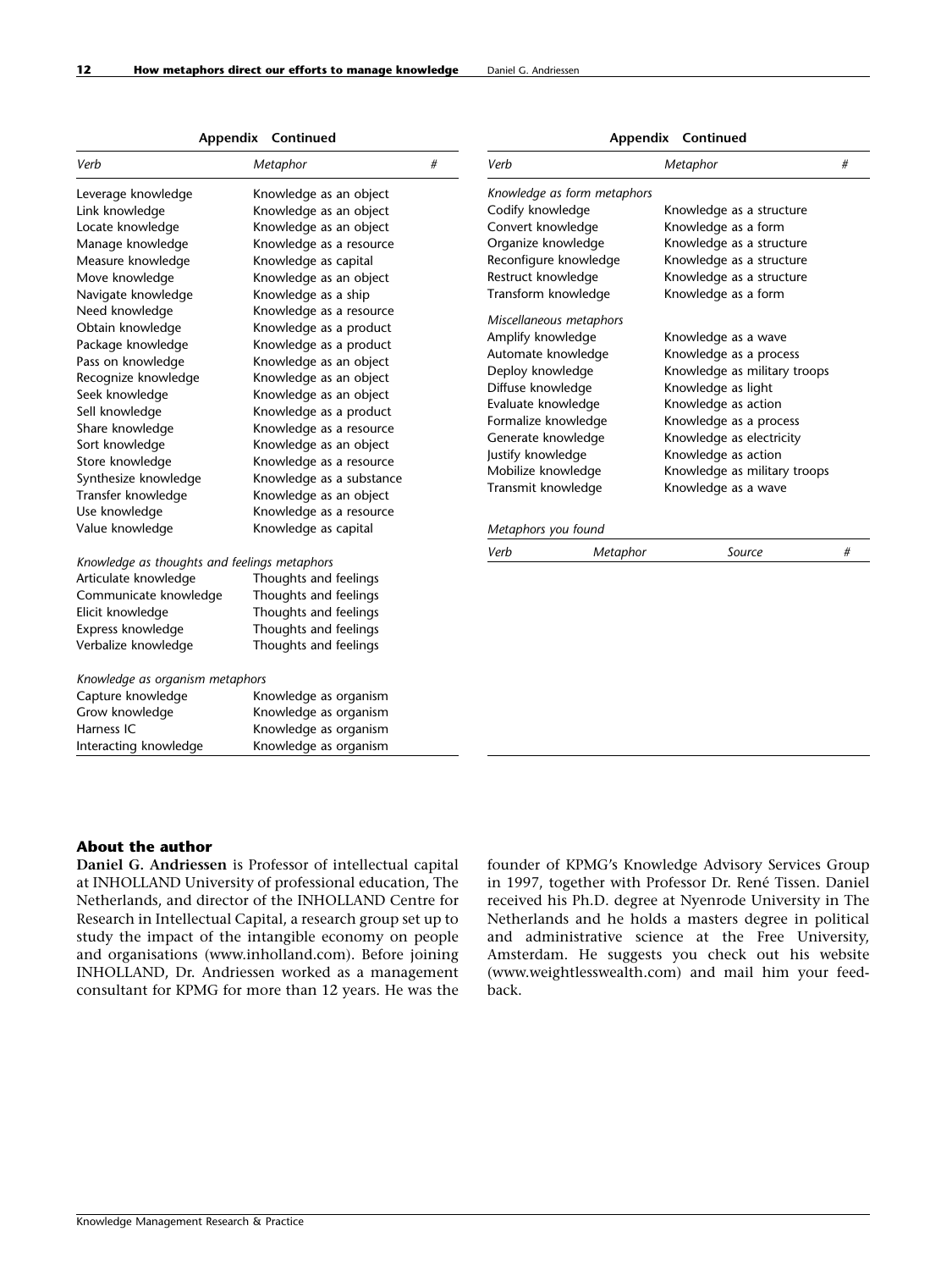**Appendix Continued**

| Verb | Metaphor | # |
|---|---|---|
| Leverage knowledge | Knowledge as an object | |
| Link knowledge | Knowledge as an object | |
| Locate knowledge | Knowledge as an object | |
| Manage knowledge | Knowledge as a resource | |
| Measure knowledge | Knowledge as capital | |
| Move knowledge | Knowledge as an object | |
| Navigate knowledge | Knowledge as a ship | |
| Need knowledge | Knowledge as a resource | |
| Obtain knowledge | Knowledge as a product | |
| Package knowledge | Knowledge as a product | |
| Pass on knowledge | Knowledge as an object | |
| Recognize knowledge | Knowledge as an object | |
| Seek knowledge | Knowledge as an object | |
| Sell knowledge | Knowledge as a product | |
| Share knowledge | Knowledge as a resource | |
| Sort knowledge | Knowledge as an object | |
| Store knowledge | Knowledge as a resource | |
| Synthesize knowledge | Knowledge as a substance | |
| Transfer knowledge | Knowledge as an object | |
| Use knowledge | Knowledge as a resource | |
| Value knowledge | Knowledge as capital | |
| *Knowledge as thoughts and feelings metaphors* | | |
| Articulate knowledge | Thoughts and feelings | |
| Communicate knowledge | Thoughts and feelings | |
| Elicit knowledge | Thoughts and feelings | |
| Express knowledge | Thoughts and feelings | |
| Verbalize knowledge | Thoughts and feelings | |
| *Knowledge as organism metaphors* | | |
| Capture knowledge | Knowledge as organism | |
| Grow knowledge | Knowledge as organism | |
| Harness IC | Knowledge as organism | |
| Interacting knowledge | Knowledge as organism | |

**Appendix Continued**

| Verb | Metaphor | # |
|---|---|---|
| *Knowledge as form metaphors* | | |
| Codify knowledge | Knowledge as a structure | |
| Convert knowledge | Knowledge as a form | |
| Organize knowledge | Knowledge as a structure | |
| Reconfigure knowledge | Knowledge as a structure | |
| Restruct knowledge | Knowledge as a structure | |
| Transform knowledge | Knowledge as a form | |
| *Miscellaneous metaphors* | | |
| Amplify knowledge | Knowledge as a wave | |
| Automate knowledge | Knowledge as a process | |
| Deploy knowledge | Knowledge as military troops | |
| Diffuse knowledge | Knowledge as light | |
| Evaluate knowledge | Knowledge as action | |
| Formalize knowledge | Knowledge as a process | |
| Generate knowledge | Knowledge as electricity | |
| Justify knowledge | Knowledge as action | |
| Mobilize knowledge | Knowledge as military troops | |
| Transmit knowledge | Knowledge as a wave | |

*Metaphors you found*

| Verb | Metaphor | Source | # |
|---|---|---|---|

## About the author

**Daniel G. Andriessen** is Professor of intellectual capital at INHOLLAND University of professional education, The Netherlands, and director of the INHOLLAND Centre for Research in Intellectual Capital, a research group set up to study the impact of the intangible economy on people and organisations (www.inholland.com). Before joining INHOLLAND, Dr. Andriessen worked as a management consultant for KPMG for more than 12 years. He was the founder of KPMG's Knowledge Advisory Services Group in 1997, together with Professor Dr. René Tissen. Daniel received his Ph.D. degree at Nyenrode University in The Netherlands and he holds a masters degree in political and administrative science at the Free University, Amsterdam. He suggests you check out his website (www.weightlesswealth.com) and mail him your feedback.